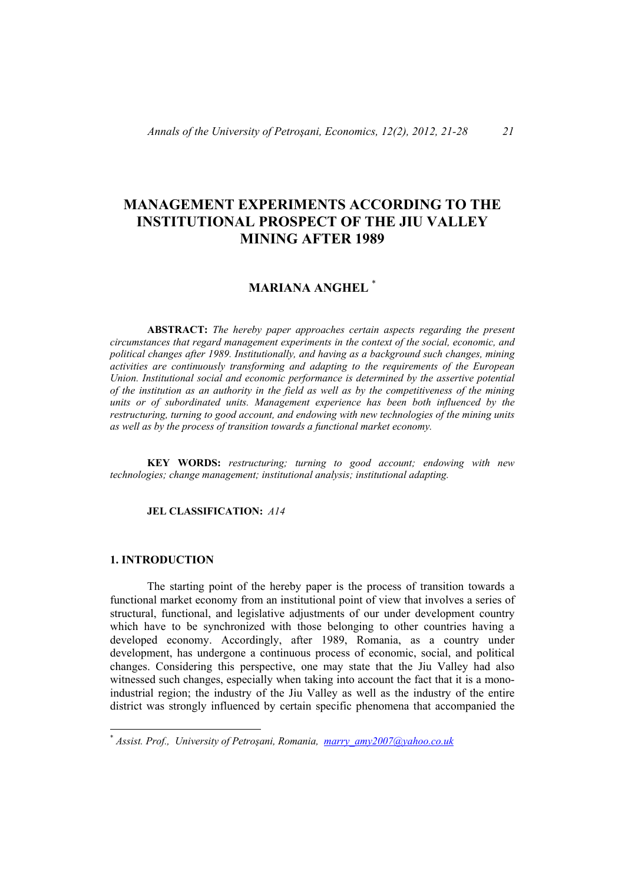# MANAGEMENT EXPERIMENTS ACCORDING TO THE INSTITUTIONAL PROSPECT OF THE JIU VALLEY MINING AFTER 1989

## MARIANA ANGHEL [*]

**ABSTRACT:** *The hereby paper approaches certain aspects regarding the present circumstances that regard management experiments in the context of the social, economic, and political changes after 1989. Institutionally, and having as a background such changes, mining activities are continuously transforming and adapting to the requirements of the European Union. Institutional social and economic performance is determined by the assertive potential of the institution as an authority in the field as well as by the competitiveness of the mining units or of subordinated units. Management experience has been both influenced by the restructuring, turning to good account, and endowing with new technologies of the mining units as well as by the process of transition towards a functional market economy.*

**KEY WORDS:** *restructuring; turning to good account; endowing with new technologies; change management; institutional analysis; institutional adapting.*

**JEL CLASSIFICATION:** *A14*

## 1. INTRODUCTION

The starting point of the hereby paper is the process of transition towards a functional market economy from an institutional point of view that involves a series of structural, functional, and legislative adjustments of our under development country which have to be synchronized with those belonging to other countries having a developed economy. Accordingly, after 1989, Romania, as a country under development, has undergone a continuous process of economic, social, and political changes. Considering this perspective, one may state that the Jiu Valley had also witnessed such changes, especially when taking into account the fact that it is a mono-industrial region; the industry of the Jiu Valley as well as the industry of the entire district was strongly influenced by certain specific phenomena that accompanied the

---

[*] *Assist. Prof., University of Petroşani, Romania, marry_amy2007@yahoo.co.uk*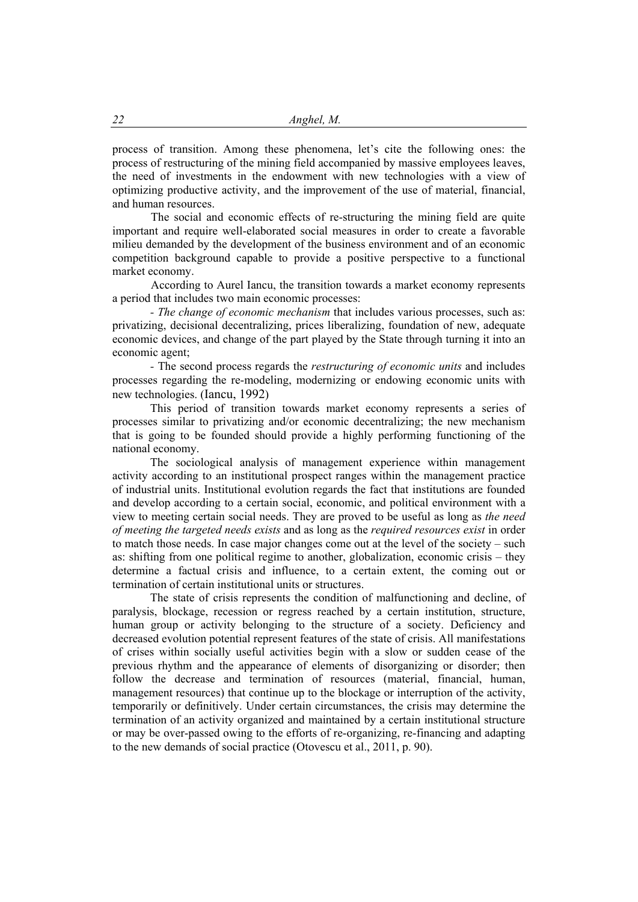process of transition. Among these phenomena, let's cite the following ones: the process of restructuring of the mining field accompanied by massive employees leaves, the need of investments in the endowment with new technologies with a view of optimizing productive activity, and the improvement of the use of material, financial, and human resources.

The social and economic effects of re-structuring the mining field are quite important and require well-elaborated social measures in order to create a favorable milieu demanded by the development of the business environment and of an economic competition background capable to provide a positive perspective to a functional market economy.

According to Aurel Iancu, the transition towards a market economy represents a period that includes two main economic processes:

- *The change of economic mechanism* that includes various processes, such as: privatizing, decisional decentralizing, prices liberalizing, foundation of new, adequate economic devices, and change of the part played by the State through turning it into an economic agent;

- The second process regards the *restructuring of economic units* and includes processes regarding the re-modeling, modernizing or endowing economic units with new technologies. (Iancu, 1992)

This period of transition towards market economy represents a series of processes similar to privatizing and/or economic decentralizing; the new mechanism that is going to be founded should provide a highly performing functioning of the national economy.

The sociological analysis of management experience within management activity according to an institutional prospect ranges within the management practice of industrial units. Institutional evolution regards the fact that institutions are founded and develop according to a certain social, economic, and political environment with a view to meeting certain social needs. They are proved to be useful as long as *the need of meeting the targeted needs exists* and as long as the *required resources exist* in order to match those needs. In case major changes come out at the level of the society – such as: shifting from one political regime to another, globalization, economic crisis – they determine a factual crisis and influence, to a certain extent, the coming out or termination of certain institutional units or structures.

The state of crisis represents the condition of malfunctioning and decline, of paralysis, blockage, recession or regress reached by a certain institution, structure, human group or activity belonging to the structure of a society. Deficiency and decreased evolution potential represent features of the state of crisis. All manifestations of crises within socially useful activities begin with a slow or sudden cease of the previous rhythm and the appearance of elements of disorganizing or disorder; then follow the decrease and termination of resources (material, financial, human, management resources) that continue up to the blockage or interruption of the activity, temporarily or definitively. Under certain circumstances, the crisis may determine the termination of an activity organized and maintained by a certain institutional structure or may be over-passed owing to the efforts of re-organizing, re-financing and adapting to the new demands of social practice (Otovescu et al., 2011, p. 90).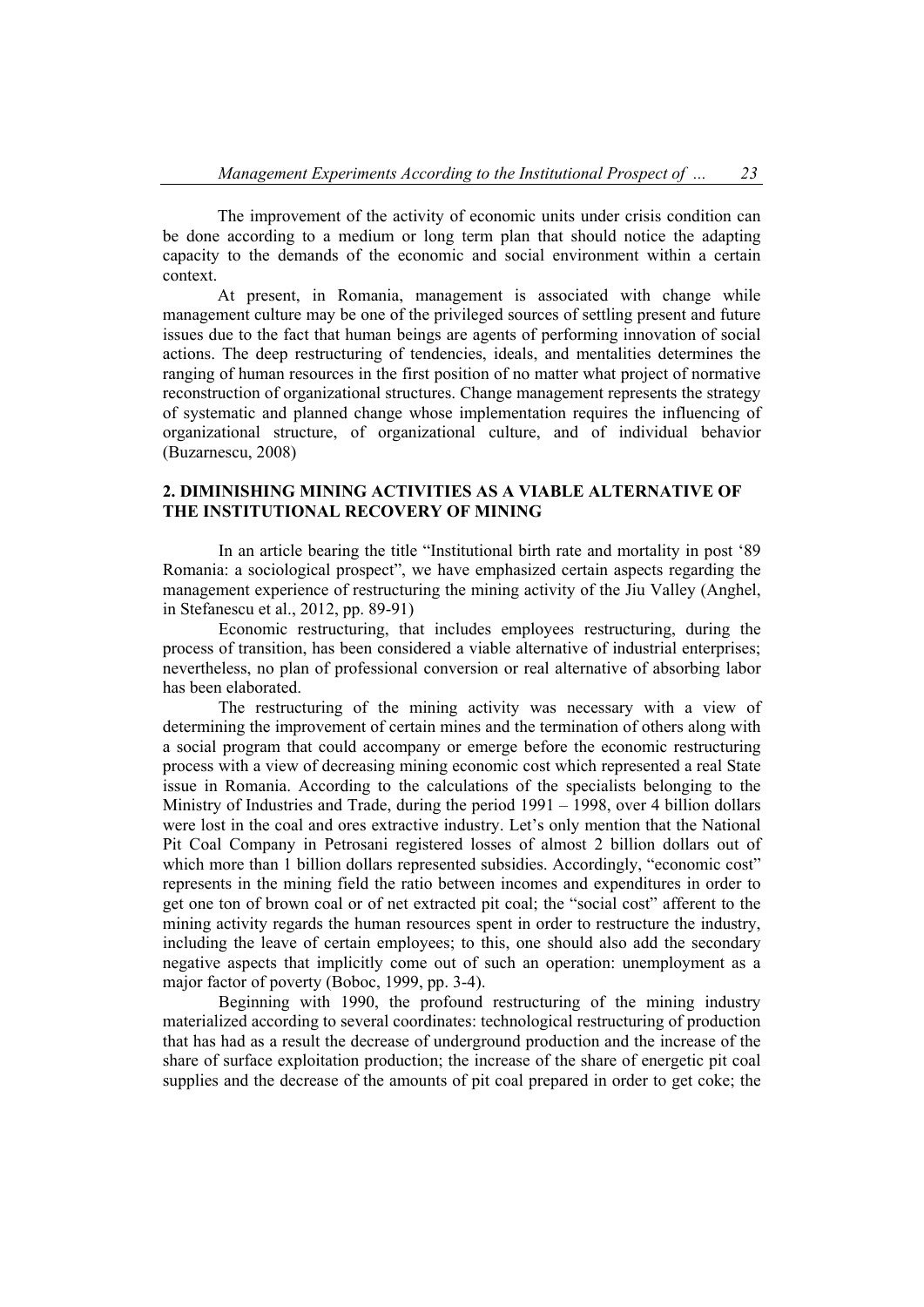The improvement of the activity of economic units under crisis condition can be done according to a medium or long term plan that should notice the adapting capacity to the demands of the economic and social environment within a certain context.

At present, in Romania, management is associated with change while management culture may be one of the privileged sources of settling present and future issues due to the fact that human beings are agents of performing innovation of social actions. The deep restructuring of tendencies, ideals, and mentalities determines the ranging of human resources in the first position of no matter what project of normative reconstruction of organizational structures. Change management represents the strategy of systematic and planned change whose implementation requires the influencing of organizational structure, of organizational culture, and of individual behavior (Buzarnescu, 2008)

## 2. DIMINISHING MINING ACTIVITIES AS A VIABLE ALTERNATIVE OF THE INSTITUTIONAL RECOVERY OF MINING

In an article bearing the title "Institutional birth rate and mortality in post '89 Romania: a sociological prospect", we have emphasized certain aspects regarding the management experience of restructuring the mining activity of the Jiu Valley (Anghel, in Stefanescu et al., 2012, pp. 89-91)

Economic restructuring, that includes employees restructuring, during the process of transition, has been considered a viable alternative of industrial enterprises; nevertheless, no plan of professional conversion or real alternative of absorbing labor has been elaborated.

The restructuring of the mining activity was necessary with a view of determining the improvement of certain mines and the termination of others along with a social program that could accompany or emerge before the economic restructuring process with a view of decreasing mining economic cost which represented a real State issue in Romania. According to the calculations of the specialists belonging to the Ministry of Industries and Trade, during the period 1991 – 1998, over 4 billion dollars were lost in the coal and ores extractive industry. Let's only mention that the National Pit Coal Company in Petrosani registered losses of almost 2 billion dollars out of which more than 1 billion dollars represented subsidies. Accordingly, "economic cost" represents in the mining field the ratio between incomes and expenditures in order to get one ton of brown coal or of net extracted pit coal; the "social cost" afferent to the mining activity regards the human resources spent in order to restructure the industry, including the leave of certain employees; to this, one should also add the secondary negative aspects that implicitly come out of such an operation: unemployment as a major factor of poverty (Boboc, 1999, pp. 3-4).

Beginning with 1990, the profound restructuring of the mining industry materialized according to several coordinates: technological restructuring of production that has had as a result the decrease of underground production and the increase of the share of surface exploitation production; the increase of the share of energetic pit coal supplies and the decrease of the amounts of pit coal prepared in order to get coke; the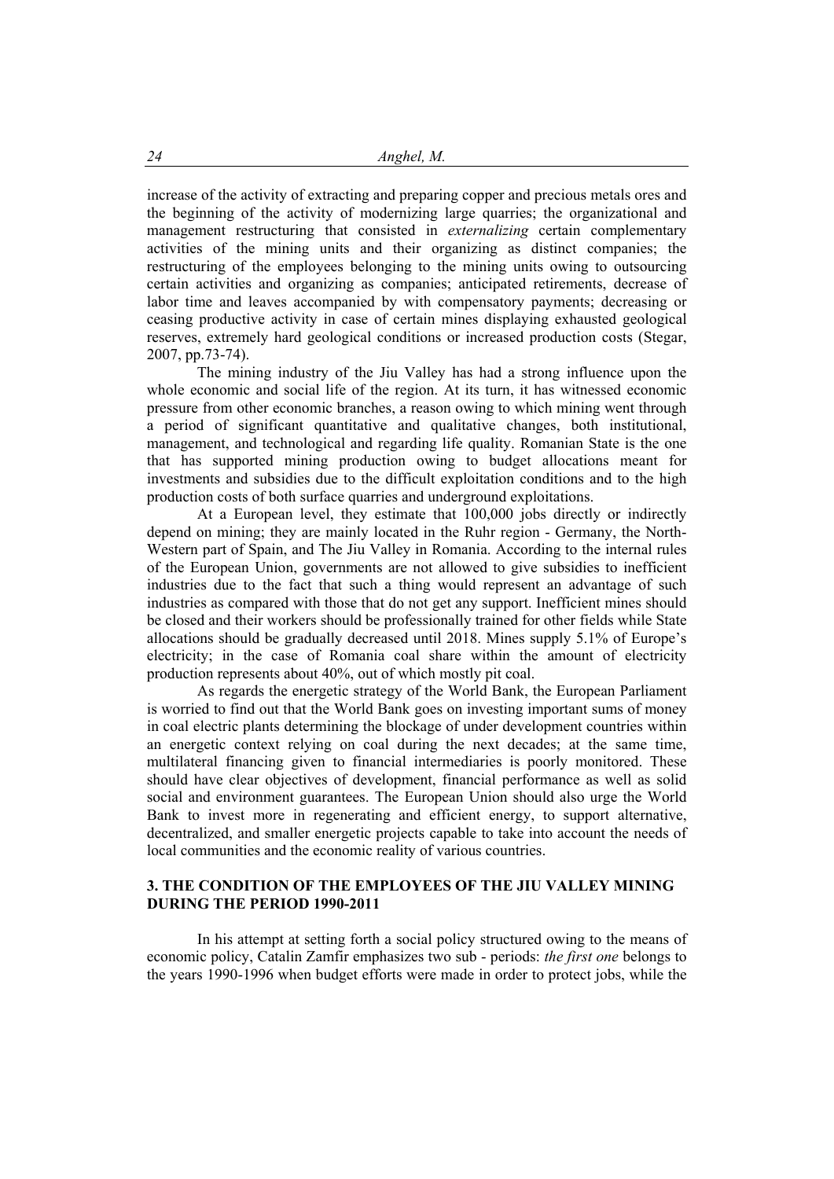increase of the activity of extracting and preparing copper and precious metals ores and the beginning of the activity of modernizing large quarries; the organizational and management restructuring that consisted in *externalizing* certain complementary activities of the mining units and their organizing as distinct companies; the restructuring of the employees belonging to the mining units owing to outsourcing certain activities and organizing as companies; anticipated retirements, decrease of labor time and leaves accompanied by with compensatory payments; decreasing or ceasing productive activity in case of certain mines displaying exhausted geological reserves, extremely hard geological conditions or increased production costs (Stegar, 2007, pp.73-74).

The mining industry of the Jiu Valley has had a strong influence upon the whole economic and social life of the region. At its turn, it has witnessed economic pressure from other economic branches, a reason owing to which mining went through a period of significant quantitative and qualitative changes, both institutional, management, and technological and regarding life quality. Romanian State is the one that has supported mining production owing to budget allocations meant for investments and subsidies due to the difficult exploitation conditions and to the high production costs of both surface quarries and underground exploitations.

At a European level, they estimate that 100,000 jobs directly or indirectly depend on mining; they are mainly located in the Ruhr region - Germany, the North-Western part of Spain, and The Jiu Valley in Romania. According to the internal rules of the European Union, governments are not allowed to give subsidies to inefficient industries due to the fact that such a thing would represent an advantage of such industries as compared with those that do not get any support. Inefficient mines should be closed and their workers should be professionally trained for other fields while State allocations should be gradually decreased until 2018. Mines supply 5.1% of Europe's electricity; in the case of Romania coal share within the amount of electricity production represents about 40%, out of which mostly pit coal.

As regards the energetic strategy of the World Bank, the European Parliament is worried to find out that the World Bank goes on investing important sums of money in coal electric plants determining the blockage of under development countries within an energetic context relying on coal during the next decades; at the same time, multilateral financing given to financial intermediaries is poorly monitored. These should have clear objectives of development, financial performance as well as solid social and environment guarantees. The European Union should also urge the World Bank to invest more in regenerating and efficient energy, to support alternative, decentralized, and smaller energetic projects capable to take into account the needs of local communities and the economic reality of various countries.

## 3. THE CONDITION OF THE EMPLOYEES OF THE JIU VALLEY MINING DURING THE PERIOD 1990-2011

In his attempt at setting forth a social policy structured owing to the means of economic policy, Catalin Zamfir emphasizes two sub - periods: *the first one* belongs to the years 1990-1996 when budget efforts were made in order to protect jobs, while the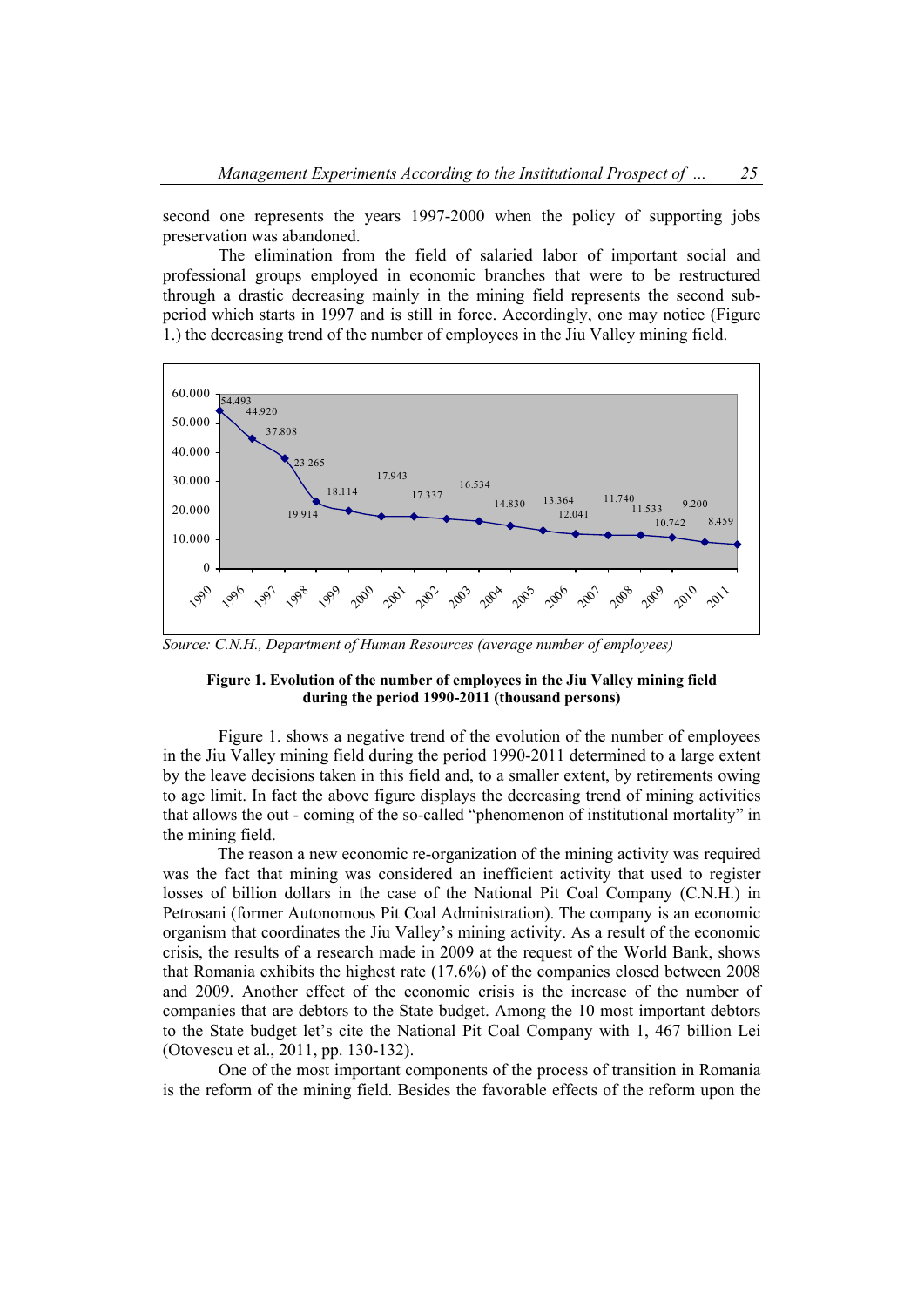second one represents the years 1997-2000 when the policy of supporting jobs preservation was abandoned.

The elimination from the field of salaried labor of important social and professional groups employed in economic branches that were to be restructured through a drastic decreasing mainly in the mining field represents the second sub-period which starts in 1997 and is still in force. Accordingly, one may notice (Figure 1.) the decreasing trend of the number of employees in the Jiu Valley mining field.

*Source: C.N.H., Department of Human Resources (average number of employees)*

**Figure 1. Evolution of the number of employees in the Jiu Valley mining field during the period 1990-2011 (thousand persons)**

Figure 1. shows a negative trend of the evolution of the number of employees in the Jiu Valley mining field during the period 1990-2011 determined to a large extent by the leave decisions taken in this field and, to a smaller extent, by retirements owing to age limit. In fact the above figure displays the decreasing trend of mining activities that allows the out - coming of the so-called "phenomenon of institutional mortality" in the mining field.

The reason a new economic re-organization of the mining activity was required was the fact that mining was considered an inefficient activity that used to register losses of billion dollars in the case of the National Pit Coal Company (C.N.H.) in Petrosani (former Autonomous Pit Coal Administration). The company is an economic organism that coordinates the Jiu Valley's mining activity. As a result of the economic crisis, the results of a research made in 2009 at the request of the World Bank, shows that Romania exhibits the highest rate (17.6%) of the companies closed between 2008 and 2009. Another effect of the economic crisis is the increase of the number of companies that are debtors to the State budget. Among the 10 most important debtors to the State budget let's cite the National Pit Coal Company with 1, 467 billion Lei (Otovescu et al., 2011, pp. 130-132).

One of the most important components of the process of transition in Romania is the reform of the mining field. Besides the favorable effects of the reform upon the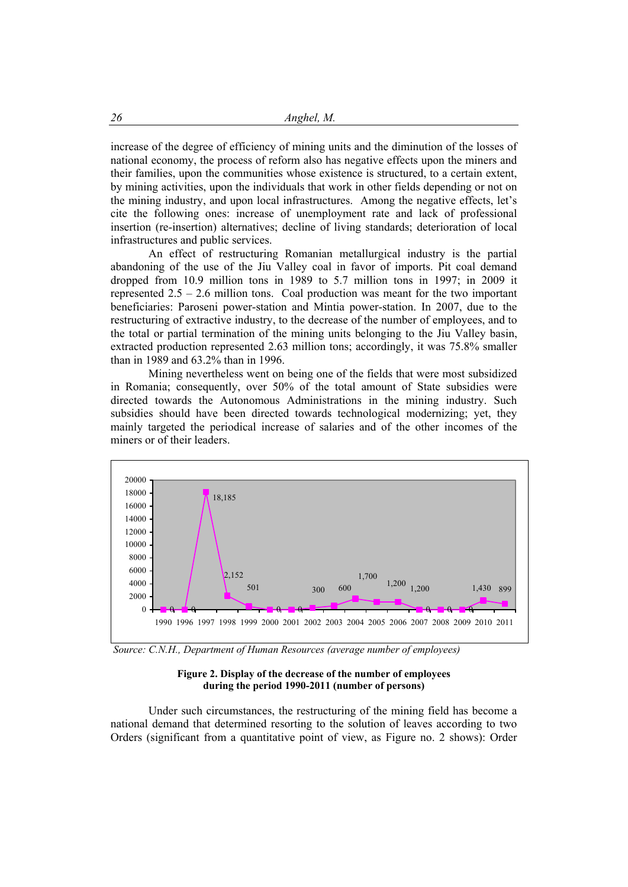increase of the degree of efficiency of mining units and the diminution of the losses of national economy, the process of reform also has negative effects upon the miners and their families, upon the communities whose existence is structured, to a certain extent, by mining activities, upon the individuals that work in other fields depending or not on the mining industry, and upon local infrastructures. Among the negative effects, let's cite the following ones: increase of unemployment rate and lack of professional insertion (re-insertion) alternatives; decline of living standards; deterioration of local infrastructures and public services.

An effect of restructuring Romanian metallurgical industry is the partial abandoning of the use of the Jiu Valley coal in favor of imports. Pit coal demand dropped from 10.9 million tons in 1989 to 5.7 million tons in 1997; in 2009 it represented 2.5 – 2.6 million tons. Coal production was meant for the two important beneficiaries: Paroseni power-station and Mintia power-station. In 2007, due to the restructuring of extractive industry, to the decrease of the number of employees, and to the total or partial termination of the mining units belonging to the Jiu Valley basin, extracted production represented 2.63 million tons; accordingly, it was 75.8% smaller than in 1989 and 63.2% than in 1996.

Mining nevertheless went on being one of the fields that were most subsidized in Romania; consequently, over 50% of the total amount of State subsidies were directed towards the Autonomous Administrations in the mining industry. Such subsidies should have been directed towards technological modernizing; yet, they mainly targeted the periodical increase of salaries and of the other incomes of the miners or of their leaders.

| Year | 1990 | 1996 | 1997 | 1998 | 1999 | 2000 | 2001 | 2002 | 2003 | 2004 | 2005 | 2006 | 2007 | 2008 | 2009 | 2010 | 2011 |
|---|---|---|---|---|---|---|---|---|---|---|---|---|---|---|---|---|---|
| Number of employees | 0 | 0 | 18,185 | 2,152 | 501 | 0 | 0 | 300 | 600 | 1,700 | 1,200 | 1,200 | 0 | 0 | 0 | 1,430 | 899 |

*Source: C.N.H., Department of Human Resources (average number of employees)*

**Figure 2. Display of the decrease of the number of employees during the period 1990-2011 (number of persons)**

Under such circumstances, the restructuring of the mining field has become a national demand that determined resorting to the solution of leaves according to two Orders (significant from a quantitative point of view, as Figure no. 2 shows): Order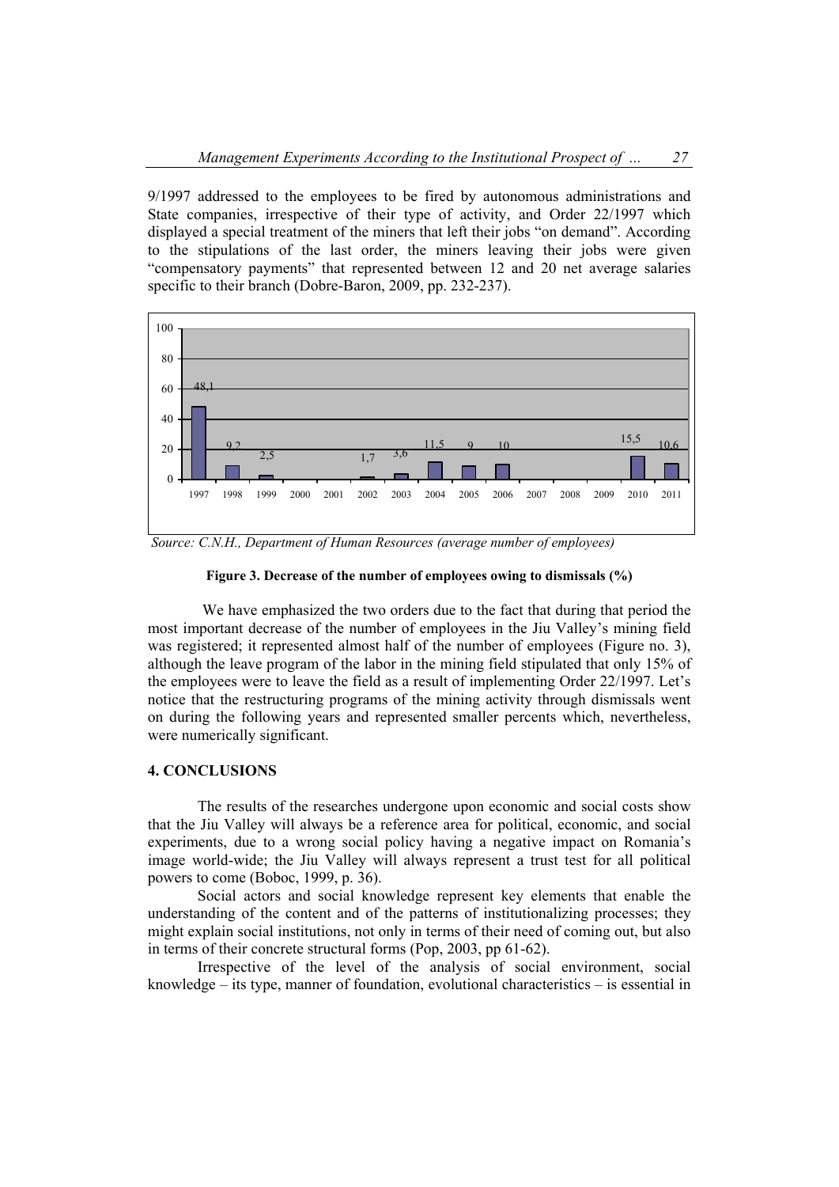9/1997 addressed to the employees to be fired by autonomous administrations and State companies, irrespective of their type of activity, and Order 22/1997 which displayed a special treatment of the miners that left their jobs "on demand". According to the stipulations of the last order, the miners leaving their jobs were given "compensatory payments" that represented between 12 and 20 net average salaries specific to their branch (Dobre-Baron, 2009, pp. 232-237).

| Year | 1997 | 1998 | 1999 | 2000 | 2001 | 2002 | 2003 | 2004 | 2005 | 2006 | 2007 | 2008 | 2009 | 2010 | 2011 |
|---|---|---|---|---|---|---|---|---|---|---|---|---|---|---|---|
| % | 48,1 | 9,2 | 2,5 | | | 1,7 | 3,6 | 11,5 | 9 | 10 | | | | 15,5 | 10,6 |

*Source: C.N.H., Department of Human Resources (average number of employees)*

**Figure 3. Decrease of the number of employees owing to dismissals (%)**

We have emphasized the two orders due to the fact that during that period the most important decrease of the number of employees in the Jiu Valley's mining field was registered; it represented almost half of the number of employees (Figure no. 3), although the leave program of the labor in the mining field stipulated that only 15% of the employees were to leave the field as a result of implementing Order 22/1997. Let's notice that the restructuring programs of the mining activity through dismissals went on during the following years and represented smaller percents which, nevertheless, were numerically significant.

## 4. CONCLUSIONS

The results of the researches undergone upon economic and social costs show that the Jiu Valley will always be a reference area for political, economic, and social experiments, due to a wrong social policy having a negative impact on Romania's image world-wide; the Jiu Valley will always represent a trust test for all political powers to come (Boboc, 1999, p. 36).

Social actors and social knowledge represent key elements that enable the understanding of the content and of the patterns of institutionalizing processes; they might explain social institutions, not only in terms of their need of coming out, but also in terms of their concrete structural forms (Pop, 2003, pp 61-62).

Irrespective of the level of the analysis of social environment, social knowledge – its type, manner of foundation, evolutional characteristics – is essential in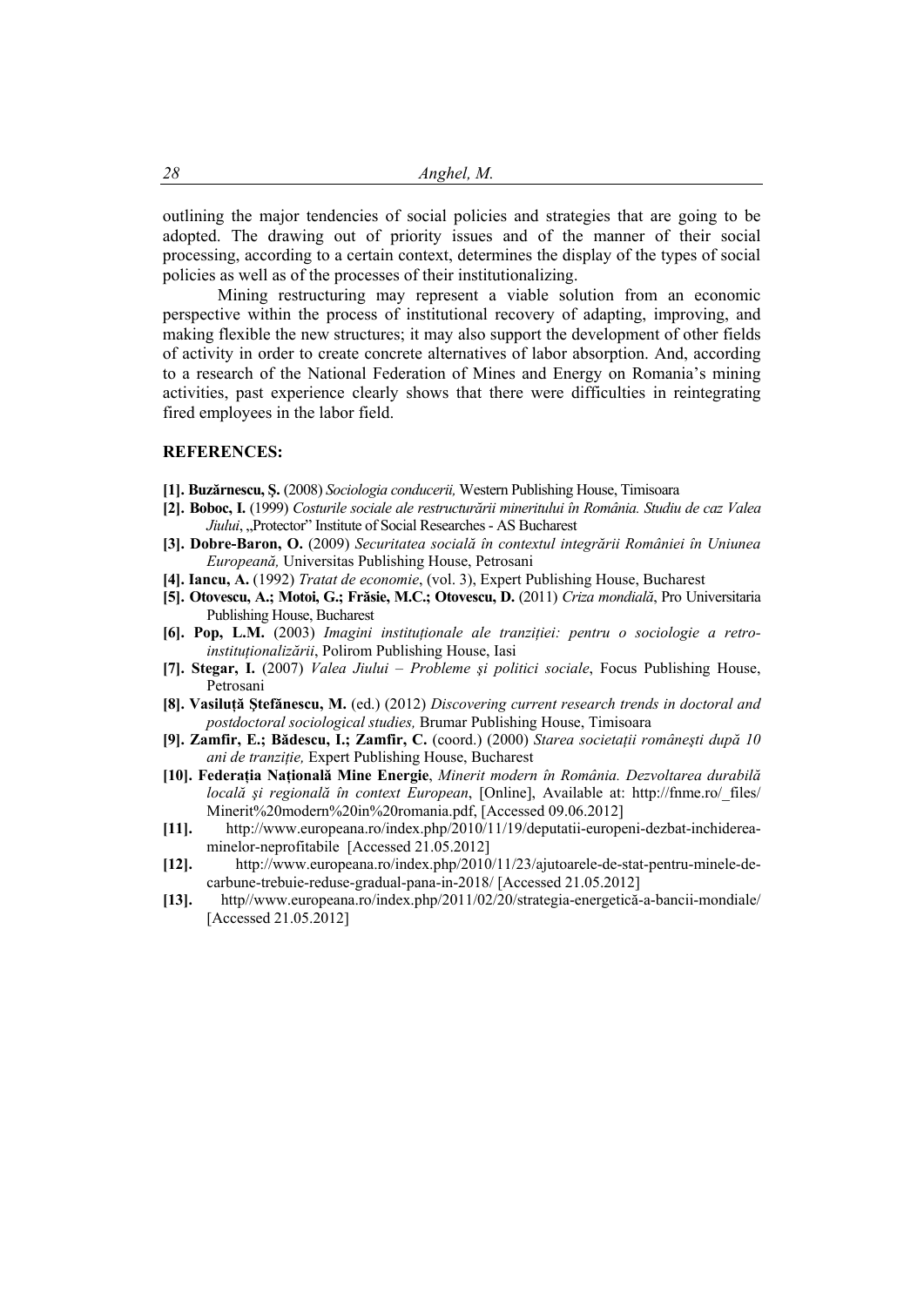outlining the major tendencies of social policies and strategies that are going to be adopted. The drawing out of priority issues and of the manner of their social processing, according to a certain context, determines the display of the types of social policies as well as of the processes of their institutionalizing.

Mining restructuring may represent a viable solution from an economic perspective within the process of institutional recovery of adapting, improving, and making flexible the new structures; it may also support the development of other fields of activity in order to create concrete alternatives of labor absorption. And, according to a research of the National Federation of Mines and Energy on Romania's mining activities, past experience clearly shows that there were difficulties in reintegrating fired employees in the labor field.

## REFERENCES:

**[1]. Buzărnescu, Ş.** (2008) *Sociologia conducerii,* Western Publishing House, Timisoara

**[2]. Boboc, I.** (1999) *Costurile sociale ale restructurării mineritului în România. Studiu de caz Valea Jiului*, „Protector" Institute of Social Researches - AS Bucharest

**[3]. Dobre-Baron, O.** (2009) *Securitatea socială în contextul integrării României în Uniunea Europeană,* Universitas Publishing House, Petrosani

**[4]. Iancu, A.** (1992) *Tratat de economie*, (vol. 3), Expert Publishing House, Bucharest

**[5]. Otovescu, A.; Motoi, G.; Frăsie, M.C.; Otovescu, D.** (2011) *Criza mondială*, Pro Universitaria Publishing House, Bucharest

**[6]. Pop, L.M.** (2003) *Imagini instituţionale ale tranziţiei: pentru o sociologie a retro-instituţionalizării*, Polirom Publishing House, Iasi

**[7]. Stegar, I.** (2007) *Valea Jiului – Probleme şi politici sociale*, Focus Publishing House, Petrosani

**[8]. Vasiluţă Ştefănescu, M.** (ed.) (2012) *Discovering current research trends in doctoral and postdoctoral sociological studies,* Brumar Publishing House, Timisoara

**[9]. Zamfir, E.; Bădescu, I.; Zamfir, C.** (coord.) (2000) *Starea societaţii româneşti după 10 ani de tranziţie,* Expert Publishing House, Bucharest

**[10]. Federaţia Naţională Mine Energie**, *Minerit modern în România. Dezvoltarea durabilă locală şi regională în context European*, [Online], Available at: http://fnme.ro/_files/Minerit%20modern%20in%20romania.pdf, [Accessed 09.06.2012]

**[11].** http://www.europeana.ro/index.php/2010/11/19/deputatii-europeni-dezbat-inchiderea-minelor-neprofitabile [Accessed 21.05.2012]

**[12].** http://www.europeana.ro/index.php/2010/11/23/ajutoarele-de-stat-pentru-minele-de-carbune-trebuie-reduse-gradual-pana-in-2018/ [Accessed 21.05.2012]

**[13].** http//www.europeana.ro/index.php/2011/02/20/strategia-energetică-a-bancii-mondiale/ [Accessed 21.05.2012]